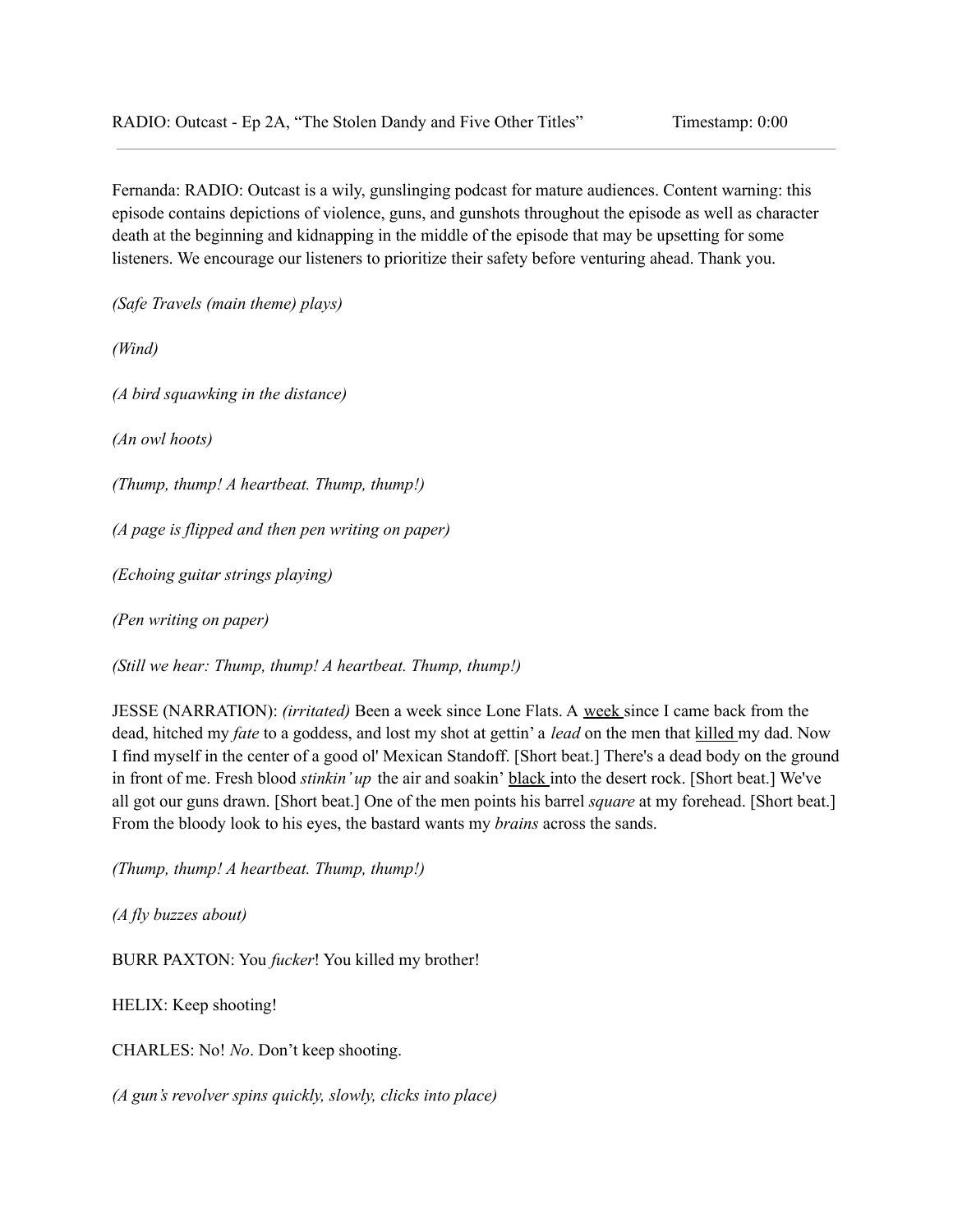RADIO: Outcast - Ep 2A, "The Stolen Dandy and Five Other Titles" Timestamp: 0:00

---

Fernanda: RADIO: Outcast is a wily, gunslinging podcast for mature audiences. Content warning: this episode contains depictions of violence, guns, and gunshots throughout the episode as well as character death at the beginning and kidnapping in the middle of the episode that may be upsetting for some listeners. We encourage our listeners to prioritize their safety before venturing ahead. Thank you.

*(Safe Travels (main theme) plays)*

*(Wind)*

*(A bird squawking in the distance)*

*(An owl hoots)*

*(Thump, thump! A heartbeat. Thump, thump!)*

*(A page is flipped and then pen writing on paper)*

*(Echoing guitar strings playing)*

*(Pen writing on paper)*

*(Still we hear: Thump, thump! A heartbeat. Thump, thump!)*

JESSE (NARRATION): *(irritated)* Been a week since Lone Flats. A <u>week</u> since I came back from the dead, hitched my *fate* to a goddess, and lost my shot at gettin' a *lead* on the men that <u>killed</u> my dad. Now I find myself in the center of a good ol' Mexican Standoff. [Short beat.] There's a dead body on the ground in front of me. Fresh blood *stinkin' up* the air and soakin' <u>black</u> into the desert rock. [Short beat.] We've all got our guns drawn. [Short beat.] One of the men points his barrel *square* at my forehead. [Short beat.] From the bloody look to his eyes, the bastard wants my *brains* across the sands.

*(Thump, thump! A heartbeat. Thump, thump!)*

*(A fly buzzes about)*

BURR PAXTON: You *fucker*! You killed my brother!

HELIX: Keep shooting!

CHARLES: No! *No*. Don't keep shooting.

*(A gun's revolver spins quickly, slowly, clicks into place)*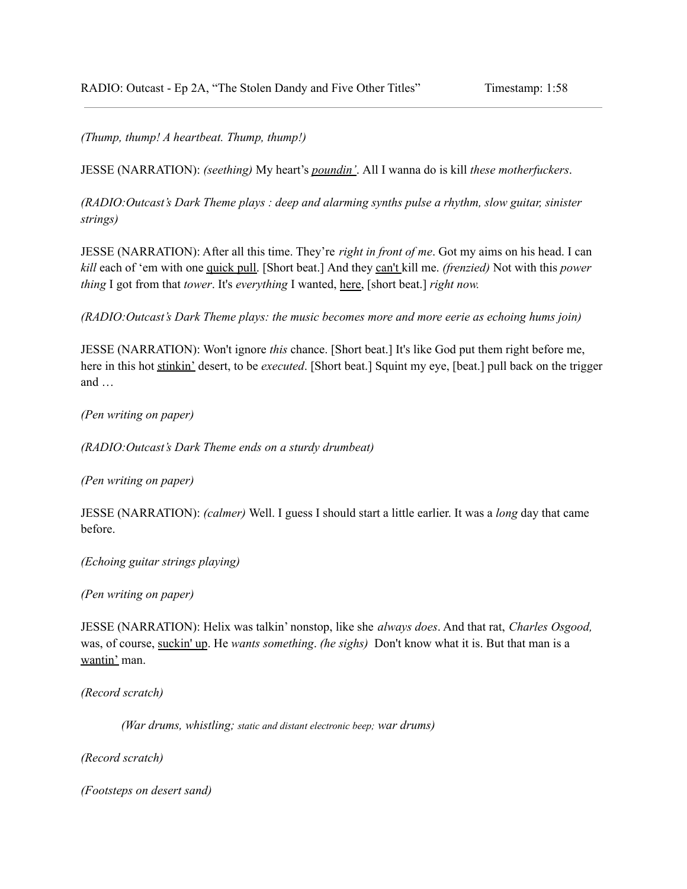*(Thump, thump! A heartbeat. Thump, thump!)*

JESSE (NARRATION): *(seething)* My heart's <u>*poundin'*</u>. All I wanna do is kill *these motherfuckers*.

*(RADIO:Outcast's Dark Theme plays : deep and alarming synths pulse a rhythm, slow guitar, sinister strings)*

JESSE (NARRATION): After all this time. They're *right in front of me*. Got my aims on his head. I can *kill* each of 'em with one <u>quick pull</u>. [Short beat.] And they <u>can't</u> kill me. *(frenzied)* Not with this *power thing* I got from that *tower*. It's *everything* I wanted, <u>here</u>, [short beat.] *right now.*

*(RADIO:Outcast's Dark Theme plays: the music becomes more and more eerie as echoing hums join)*

JESSE (NARRATION): Won't ignore *this* chance. [Short beat.] It's like God put them right before me, here in this hot <u>stinkin'</u> desert, to be *executed*. [Short beat.] Squint my eye, [beat.] pull back on the trigger and …

*(Pen writing on paper)*

*(RADIO:Outcast's Dark Theme ends on a sturdy drumbeat)*

*(Pen writing on paper)*

JESSE (NARRATION): *(calmer)* Well. I guess I should start a little earlier. It was a *long* day that came before.

*(Echoing guitar strings playing)*

*(Pen writing on paper)*

JESSE (NARRATION): Helix was talkin' nonstop, like she *always does*. And that rat, *Charles Osgood,* was, of course, <u>suckin' up</u>. He *wants something*. *(he sighs)* Don't know what it is. But that man is a <u>wantin'</u> man.

*(Record scratch)*

> *(War drums, whistling; static and distant electronic beep; war drums)*

*(Record scratch)*

*(Footsteps on desert sand)*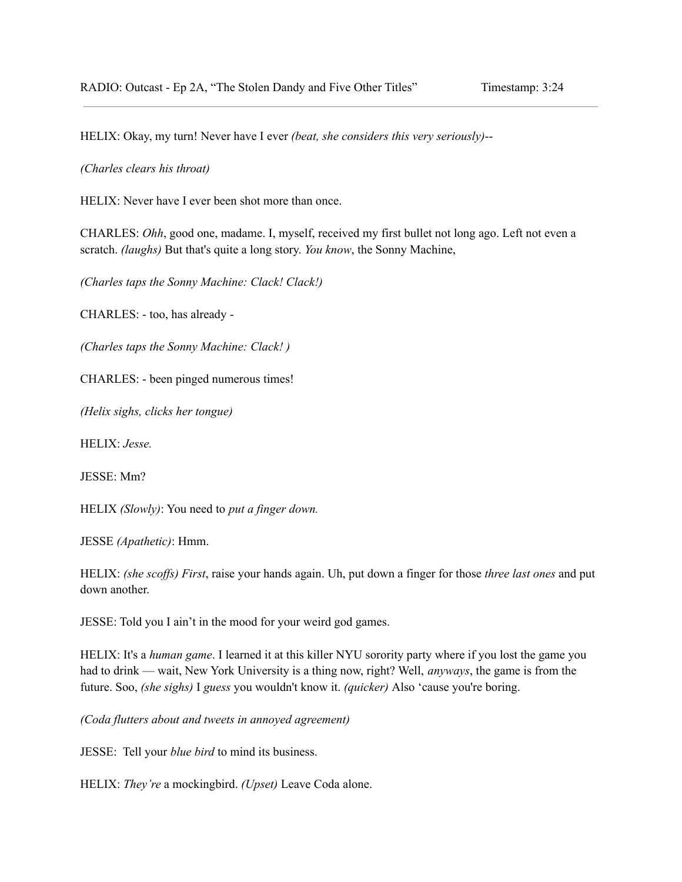HELIX: Okay, my turn! Never have I ever *(beat, she considers this very seriously)*--

*(Charles clears his throat)*

HELIX: Never have I ever been shot more than once.

CHARLES: *Ohh*, good one, madame. I, myself, received my first bullet not long ago. Left not even a scratch. *(laughs)* But that's quite a long story. *You know*, the Sonny Machine,

*(Charles taps the Sonny Machine: Clack! Clack!)*

CHARLES: - too, has already -

*(Charles taps the Sonny Machine: Clack! )*

CHARLES: - been pinged numerous times!

*(Helix sighs, clicks her tongue)*

HELIX: *Jesse.*

JESSE: Mm?

HELIX *(Slowly)*: You need to *put a finger down.*

JESSE *(Apathetic)*: Hmm.

HELIX: *(she scoffs) First*, raise your hands again. Uh, put down a finger for those *three last ones* and put down another.

JESSE: Told you I ain't in the mood for your weird god games.

HELIX: It's a *human game*. I learned it at this killer NYU sorority party where if you lost the game you had to drink — wait, New York University is a thing now, right? Well, *anyways*, the game is from the future. Soo, *(she sighs)* I *guess* you wouldn't know it. *(quicker)* Also 'cause you're boring.

*(Coda flutters about and tweets in annoyed agreement)*

JESSE: Tell your *blue bird* to mind its business.

HELIX: *They're* a mockingbird. *(Upset)* Leave Coda alone.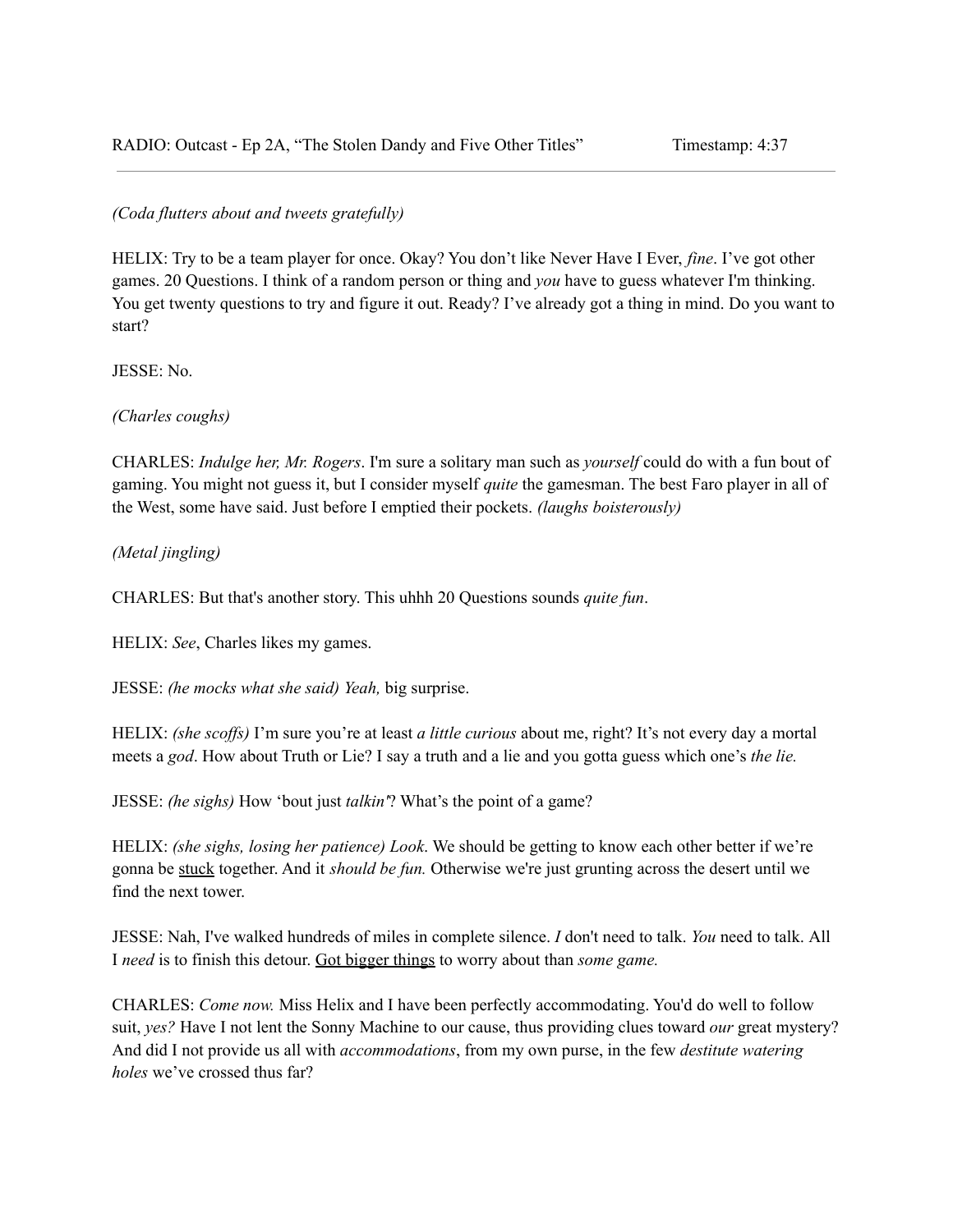*(Coda flutters about and tweets gratefully)*

HELIX: Try to be a team player for once. Okay? You don't like Never Have I Ever, *fine*. I've got other games. 20 Questions. I think of a random person or thing and *you* have to guess whatever I'm thinking. You get twenty questions to try and figure it out. Ready? I've already got a thing in mind. Do you want to start?

JESSE: No.

*(Charles coughs)*

CHARLES: *Indulge her, Mr. Rogers*. I'm sure a solitary man such as *yourself* could do with a fun bout of gaming. You might not guess it, but I consider myself *quite* the gamesman. The best Faro player in all of the West, some have said. Just before I emptied their pockets. *(laughs boisterously)*

*(Metal jingling)*

CHARLES: But that's another story. This uhhh 20 Questions sounds *quite fun*.

HELIX: *See*, Charles likes my games.

JESSE: *(he mocks what she said) Yeah,* big surprise.

HELIX: *(she scoffs)* I'm sure you're at least *a little curious* about me, right? It's not every day a mortal meets a *god*. How about Truth or Lie? I say a truth and a lie and you gotta guess which one's *the lie.*

JESSE: *(he sighs)* How 'bout just *talkin"*? What's the point of a game?

HELIX: *(she sighs, losing her patience) Look*. We should be getting to know each other better if we're gonna be <u>stuck</u> together. And it *should be fun.* Otherwise we're just grunting across the desert until we find the next tower.

JESSE: Nah, I've walked hundreds of miles in complete silence. *I* don't need to talk. *You* need to talk. All I *need* is to finish this detour. <u>Got bigger things</u> to worry about than *some game.*

CHARLES: *Come now.* Miss Helix and I have been perfectly accommodating. You'd do well to follow suit, *yes?* Have I not lent the Sonny Machine to our cause, thus providing clues toward *our* great mystery? And did I not provide us all with *accommodations*, from my own purse, in the few *destitute watering holes* we've crossed thus far?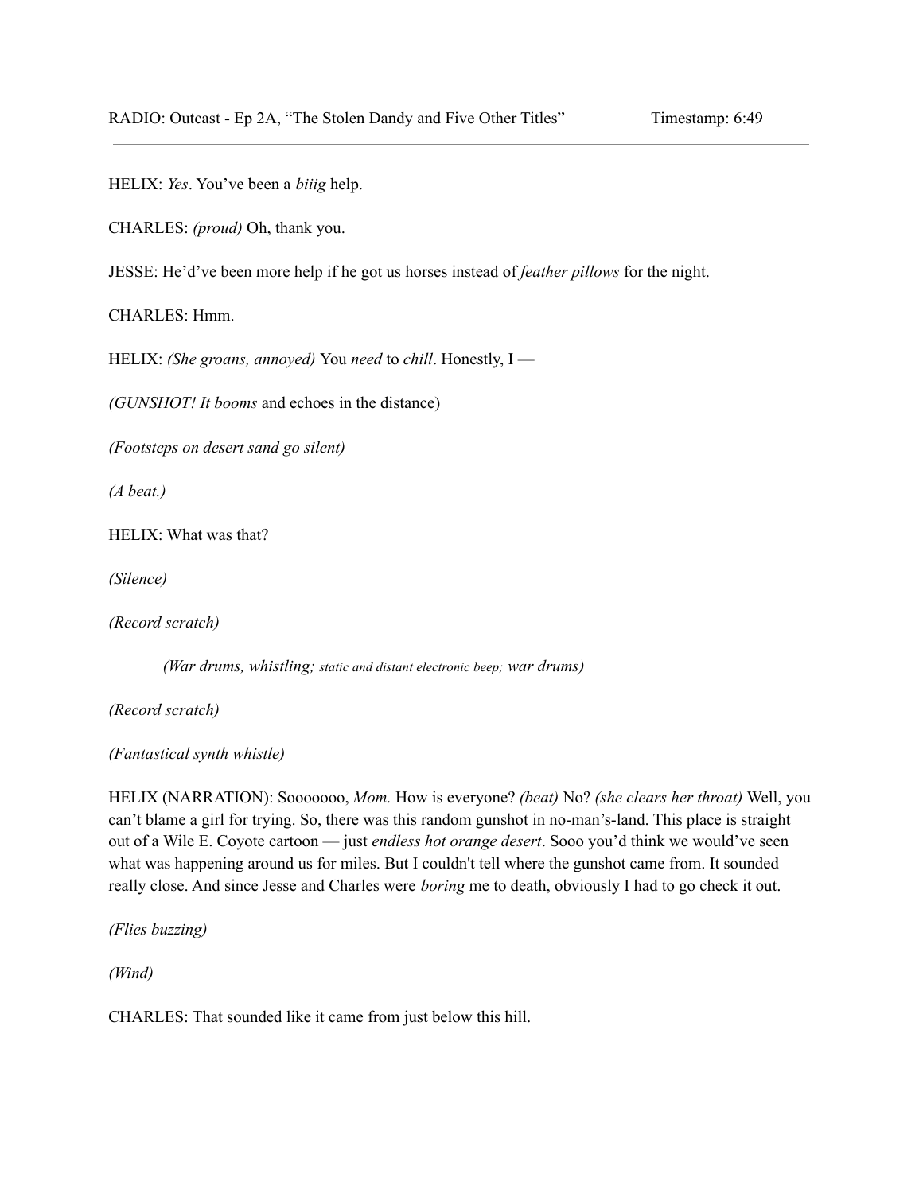HELIX: *Yes*. You've been a *biiig* help.

CHARLES: *(proud)* Oh, thank you.

JESSE: He'd've been more help if he got us horses instead of *feather pillows* for the night.

CHARLES: Hmm.

HELIX: *(She groans, annoyed)* You *need* to *chill*. Honestly, I —

*(GUNSHOT! It booms* and echoes in the distance)

*(Footsteps on desert sand go silent)*

*(A beat.)*

HELIX: What was that?

*(Silence)*

*(Record scratch)*

> *(War drums, whistling; static and distant electronic beep; war drums)*

*(Record scratch)*

*(Fantastical synth whistle)*

HELIX (NARRATION): Sooooooo, *Mom.* How is everyone? *(beat)* No? *(she clears her throat)* Well, you can't blame a girl for trying. So, there was this random gunshot in no-man's-land. This place is straight out of a Wile E. Coyote cartoon — just *endless hot orange desert*. Sooo you'd think we would've seen what was happening around us for miles. But I couldn't tell where the gunshot came from. It sounded really close. And since Jesse and Charles were *boring* me to death, obviously I had to go check it out.

*(Flies buzzing)*

*(Wind)*

CHARLES: That sounded like it came from just below this hill.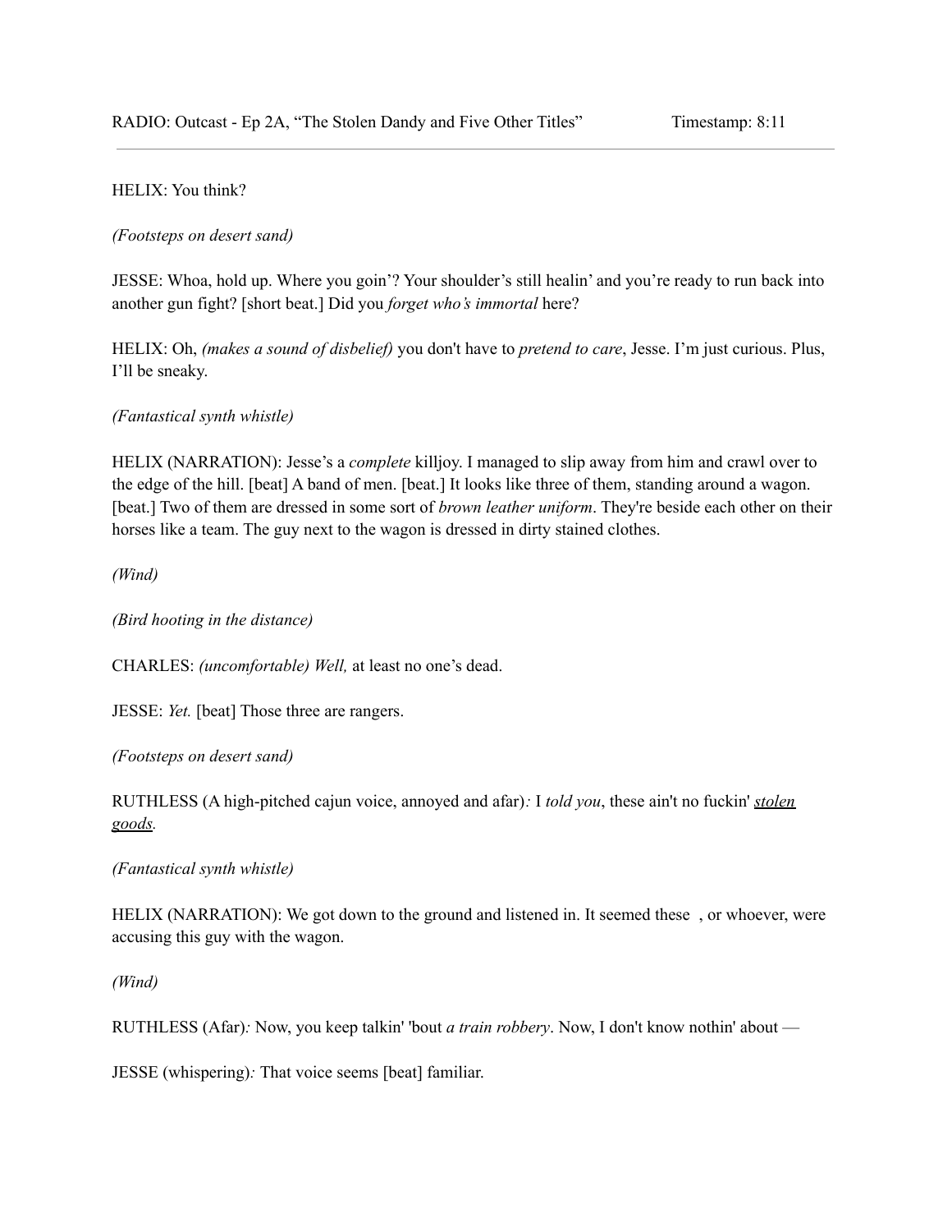HELIX: You think?

*(Footsteps on desert sand)*

JESSE: Whoa, hold up. Where you goin'? Your shoulder's still healin' and you're ready to run back into another gun fight? [short beat.] Did you *forget who's immortal* here?

HELIX: Oh, *(makes a sound of disbelief)* you don't have to *pretend to care*, Jesse. I'm just curious. Plus, I'll be sneaky.

*(Fantastical synth whistle)*

HELIX (NARRATION): Jesse's a *complete* killjoy. I managed to slip away from him and crawl over to the edge of the hill. [beat] A band of men. [beat.] It looks like three of them, standing around a wagon. [beat.] Two of them are dressed in some sort of *brown leather uniform*. They're beside each other on their horses like a team. The guy next to the wagon is dressed in dirty stained clothes.

*(Wind)*

*(Bird hooting in the distance)*

CHARLES: *(uncomfortable) Well,* at least no one's dead.

JESSE: *Yet.* [beat] Those three are rangers.

*(Footsteps on desert sand)*

RUTHLESS (A high-pitched cajun voice, annoyed and afar)*:* I *told you*, these ain't no fuckin' <u>*stolen goods*</u>.

*(Fantastical synth whistle)*

HELIX (NARRATION): We got down to the ground and listened in. It seemed these , or whoever, were accusing this guy with the wagon.

*(Wind)*

RUTHLESS (Afar)*:* Now, you keep talkin' 'bout *a train robbery*. Now, I don't know nothin' about —

JESSE (whispering)*:* That voice seems [beat] familiar.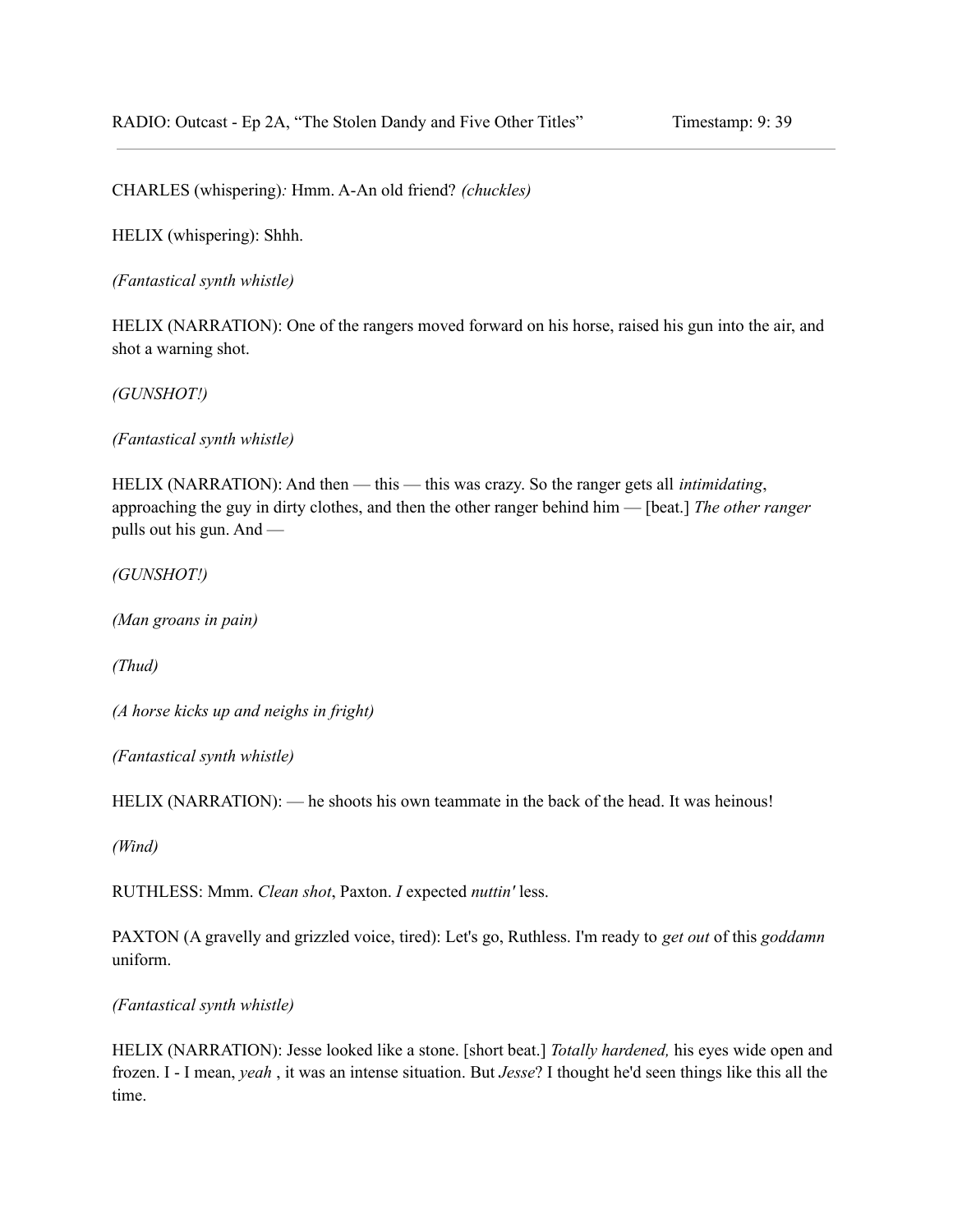CHARLES (whispering)*:* Hmm. A-An old friend? *(chuckles)*

HELIX (whispering): Shhh.

*(Fantastical synth whistle)*

HELIX (NARRATION): One of the rangers moved forward on his horse, raised his gun into the air, and shot a warning shot.

*(GUNSHOT!)*

*(Fantastical synth whistle)*

HELIX (NARRATION): And then — this — this was crazy. So the ranger gets all *intimidating*, approaching the guy in dirty clothes, and then the other ranger behind him — [beat.] *The other ranger* pulls out his gun. And —

*(GUNSHOT!)*

*(Man groans in pain)*

*(Thud)*

*(A horse kicks up and neighs in fright)*

*(Fantastical synth whistle)*

HELIX (NARRATION): — he shoots his own teammate in the back of the head. It was heinous!

*(Wind)*

RUTHLESS: Mmm. *Clean shot*, Paxton. *I* expected *nuttin'* less.

PAXTON (A gravelly and grizzled voice, tired): Let's go, Ruthless. I'm ready to *get out* of this *goddamn* uniform.

*(Fantastical synth whistle)*

HELIX (NARRATION): Jesse looked like a stone. [short beat.] *Totally hardened,* his eyes wide open and frozen. I - I mean, *yeah* , it was an intense situation. But *Jesse*? I thought he'd seen things like this all the time.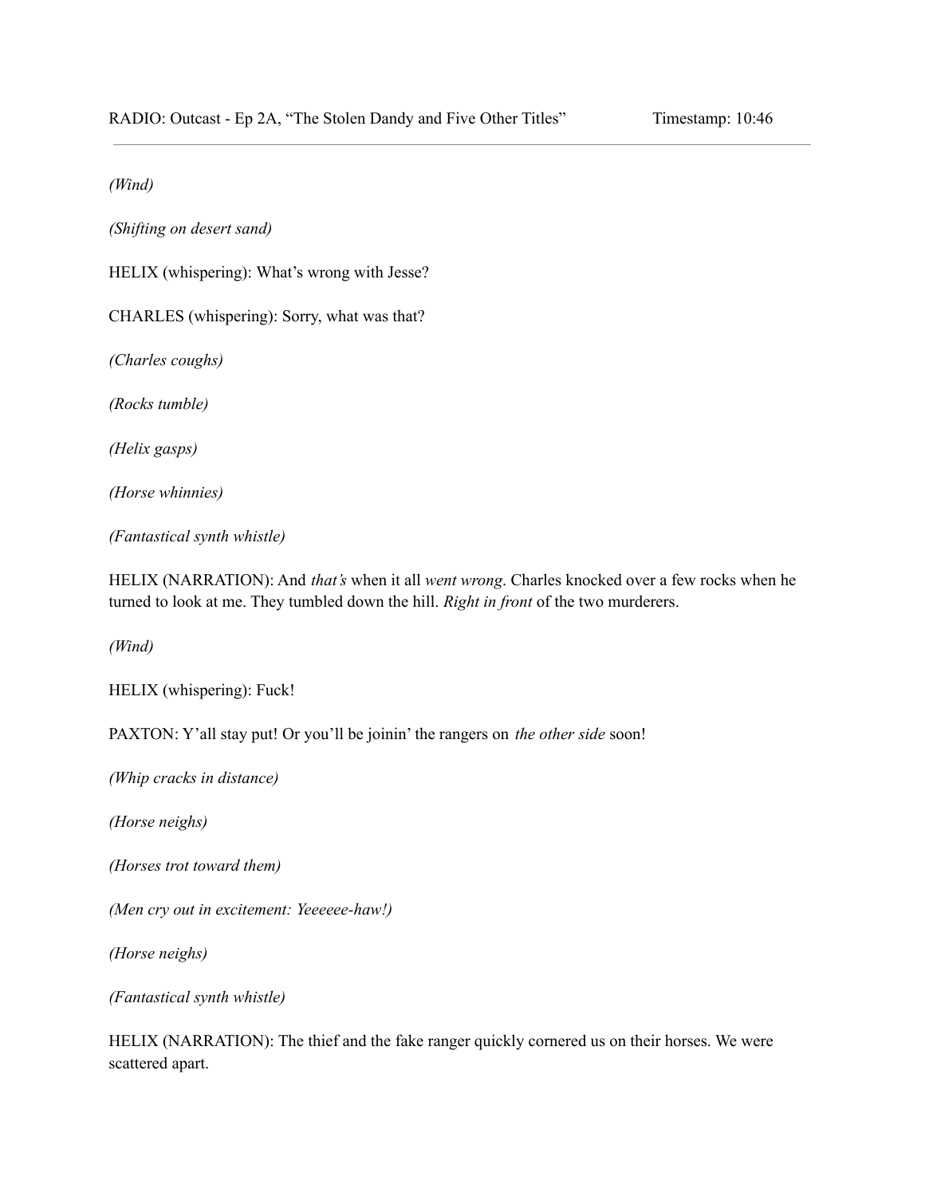*(Wind)*

*(Shifting on desert sand)*

HELIX (whispering): What's wrong with Jesse?

CHARLES (whispering): Sorry, what was that?

*(Charles coughs)*

*(Rocks tumble)*

*(Helix gasps)*

*(Horse whinnies)*

*(Fantastical synth whistle)*

HELIX (NARRATION): And *that's* when it all *went wrong*. Charles knocked over a few rocks when he turned to look at me. They tumbled down the hill. *Right in front* of the two murderers.

*(Wind)*

HELIX (whispering): Fuck!

PAXTON: Y'all stay put! Or you'll be joinin' the rangers on *the other side* soon!

*(Whip cracks in distance)*

*(Horse neighs)*

*(Horses trot toward them)*

*(Men cry out in excitement: Yeeeeee-haw!)*

*(Horse neighs)*

*(Fantastical synth whistle)*

HELIX (NARRATION): The thief and the fake ranger quickly cornered us on their horses. We were scattered apart.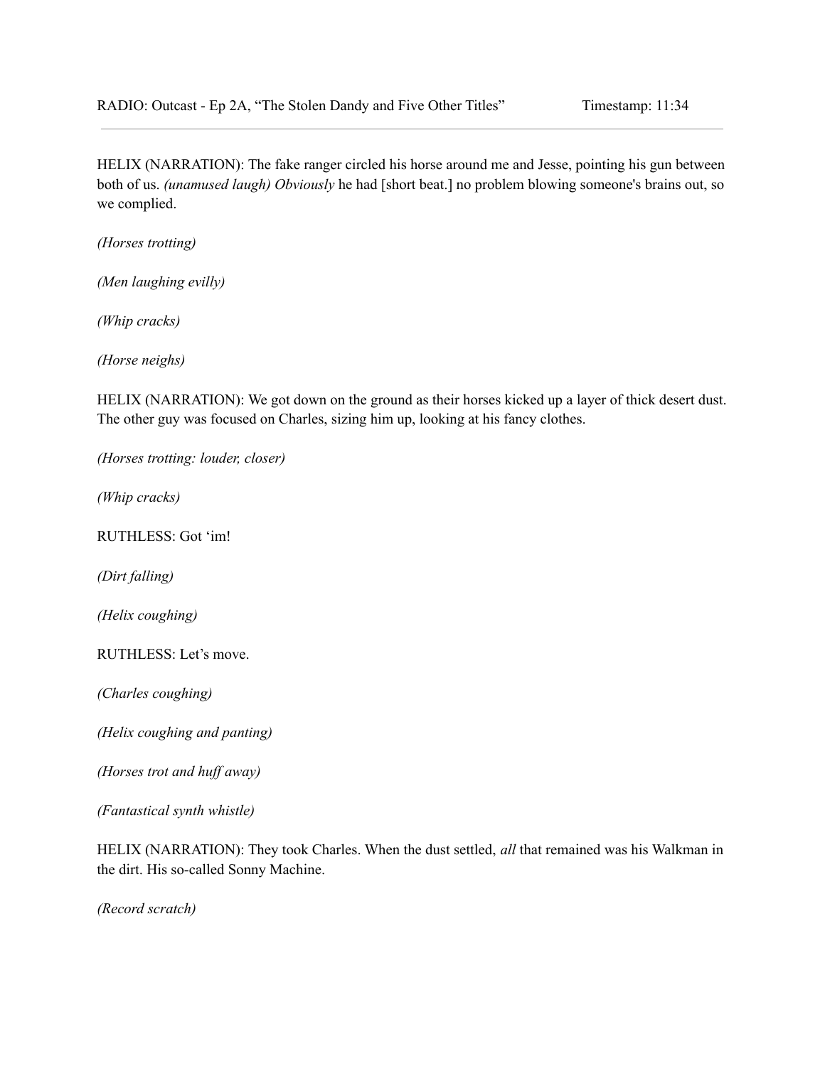RADIO: Outcast - Ep 2A, "The Stolen Dandy and Five Other Titles" Timestamp: 11:34

---

HELIX (NARRATION): The fake ranger circled his horse around me and Jesse, pointing his gun between both of us. *(unamused laugh) Obviously* he had [short beat.] no problem blowing someone's brains out, so we complied.

*(Horses trotting)*

*(Men laughing evilly)*

*(Whip cracks)*

*(Horse neighs)*

HELIX (NARRATION): We got down on the ground as their horses kicked up a layer of thick desert dust. The other guy was focused on Charles, sizing him up, looking at his fancy clothes.

*(Horses trotting: louder, closer)*

*(Whip cracks)*

RUTHLESS: Got 'im!

*(Dirt falling)*

*(Helix coughing)*

RUTHLESS: Let's move.

*(Charles coughing)*

*(Helix coughing and panting)*

*(Horses trot and huff away)*

*(Fantastical synth whistle)*

HELIX (NARRATION): They took Charles. When the dust settled, *all* that remained was his Walkman in the dirt. His so-called Sonny Machine.

*(Record scratch)*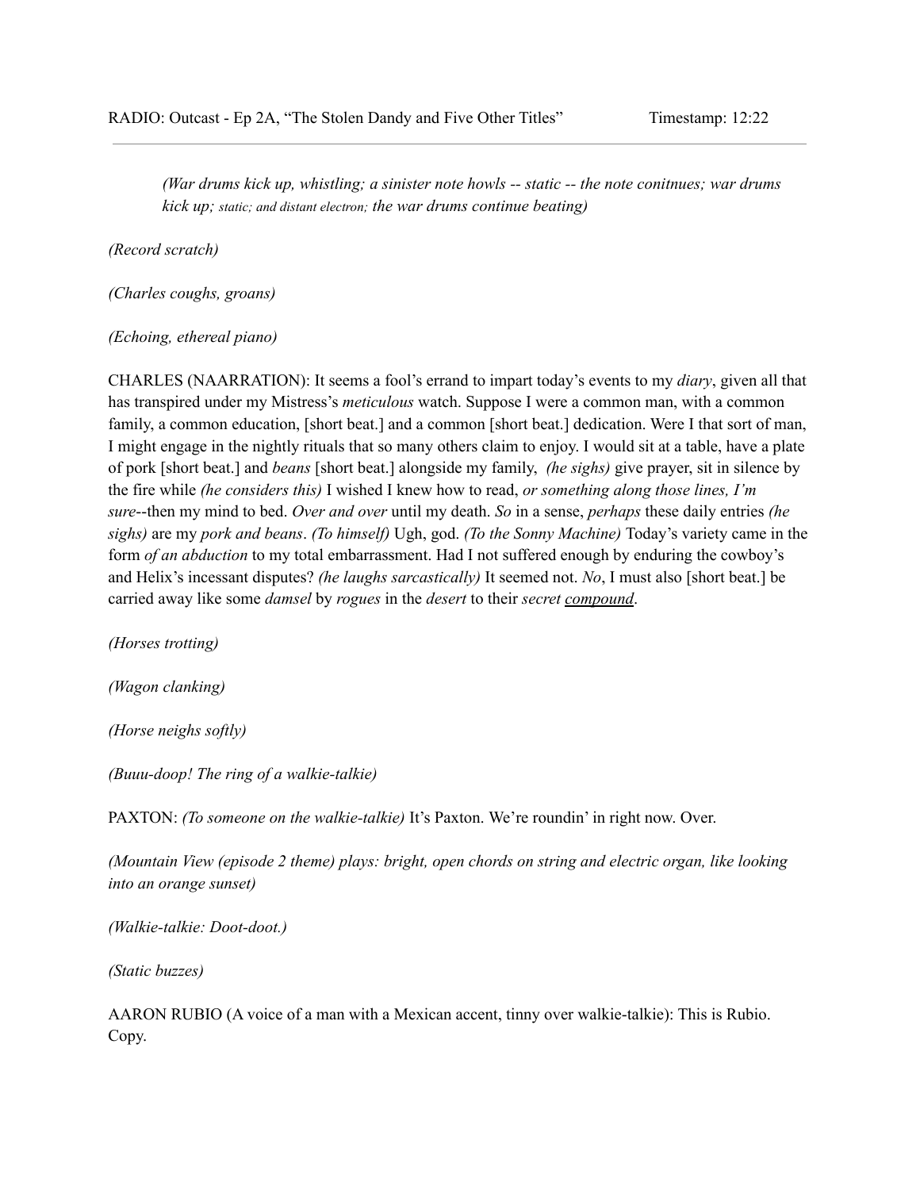*(War drums kick up, whistling; a sinister note howls -- static -- the note conitnues; war drums kick up; static; and distant electron; the war drums continue beating)*

*(Record scratch)*

*(Charles coughs, groans)*

*(Echoing, ethereal piano)*

CHARLES (NAARRATION): It seems a fool's errand to impart today's events to my *diary*, given all that has transpired under my Mistress's *meticulous* watch. Suppose I were a common man, with a common family, a common education, [short beat.] and a common [short beat.] dedication. Were I that sort of man, I might engage in the nightly rituals that so many others claim to enjoy. I would sit at a table, have a plate of pork [short beat.] and *beans* [short beat.] alongside my family, *(he sighs)* give prayer, sit in silence by the fire while *(he considers this)* I wished I knew how to read, *or something along those lines, I'm sure*--then my mind to bed. *Over and over* until my death. *So* in a sense, *perhaps* these daily entries *(he sighs)* are my *pork and beans*. *(To himself)* Ugh, god. *(To the Sonny Machine)* Today's variety came in the form *of an abduction* to my total embarrassment. Had I not suffered enough by enduring the cowboy's and Helix's incessant disputes? *(he laughs sarcastically)* It seemed not. *No*, I must also [short beat.] be carried away like some *damsel* by *rogues* in the *desert* to their *secret* ***<u>compound</u>***.

*(Horses trotting)*

*(Wagon clanking)*

*(Horse neighs softly)*

*(Buuu-doop! The ring of a walkie-talkie)*

PAXTON: *(To someone on the walkie-talkie)* It's Paxton. We're roundin' in right now. Over.

*(Mountain View (episode 2 theme) plays: bright, open chords on string and electric organ, like looking into an orange sunset)*

*(Walkie-talkie: Doot-doot.)*

*(Static buzzes)*

AARON RUBIO (A voice of a man with a Mexican accent, tinny over walkie-talkie): This is Rubio. Copy.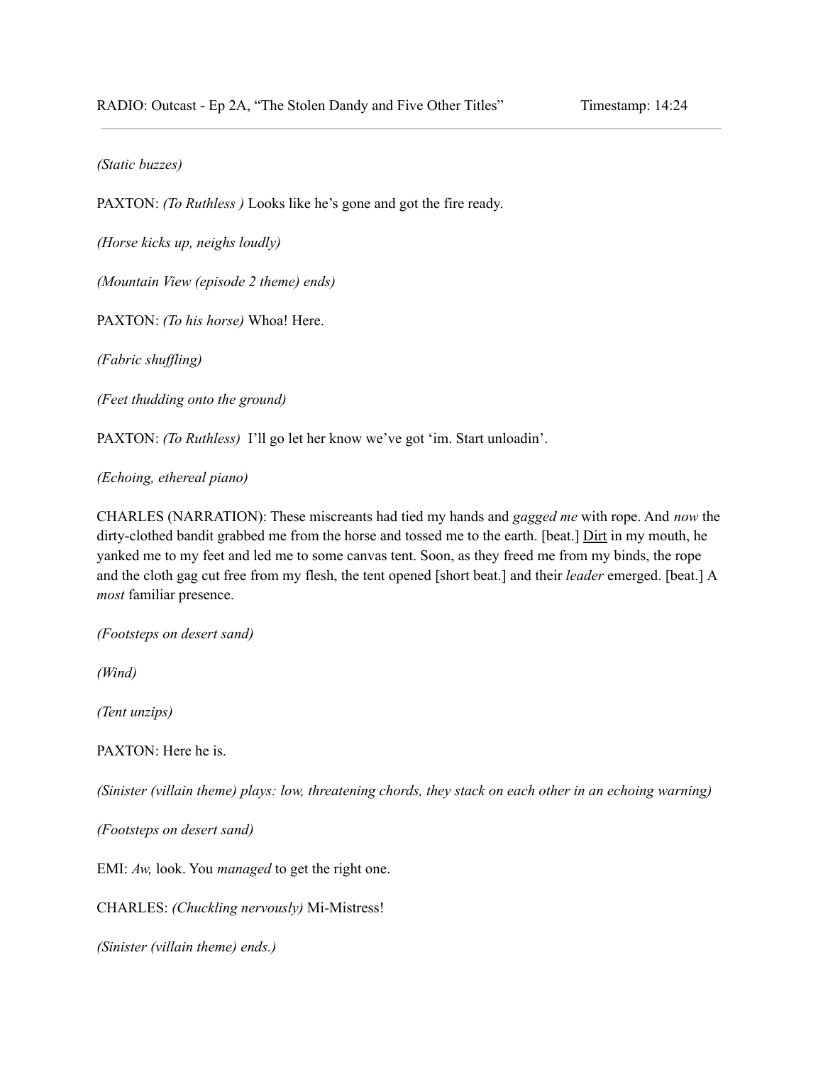*(Static buzzes)*

PAXTON: *(To Ruthless )* Looks like he's gone and got the fire ready.

*(Horse kicks up, neighs loudly)*

*(Mountain View (episode 2 theme) ends)*

PAXTON: *(To his horse)* Whoa! Here.

*(Fabric shuffling)*

*(Feet thudding onto the ground)*

PAXTON: *(To Ruthless)* I'll go let her know we've got 'im. Start unloadin'.

*(Echoing, ethereal piano)*

CHARLES (NARRATION): These miscreants had tied my hands and *gagged me* with rope. And *now* the dirty-clothed bandit grabbed me from the horse and tossed me to the earth. [beat.] <u>Dirt</u> in my mouth, he yanked me to my feet and led me to some canvas tent. Soon, as they freed me from my binds, the rope and the cloth gag cut free from my flesh, the tent opened [short beat.] and their *leader* emerged. [beat.] A *most* familiar presence.

*(Footsteps on desert sand)*

*(Wind)*

*(Tent unzips)*

PAXTON: Here he is.

*(Sinister (villain theme) plays: low, threatening chords, they stack on each other in an echoing warning)*

*(Footsteps on desert sand)*

EMI: *Aw,* look. You *managed* to get the right one.

CHARLES: *(Chuckling nervously)* Mi-Mistress!

*(Sinister (villain theme) ends.)*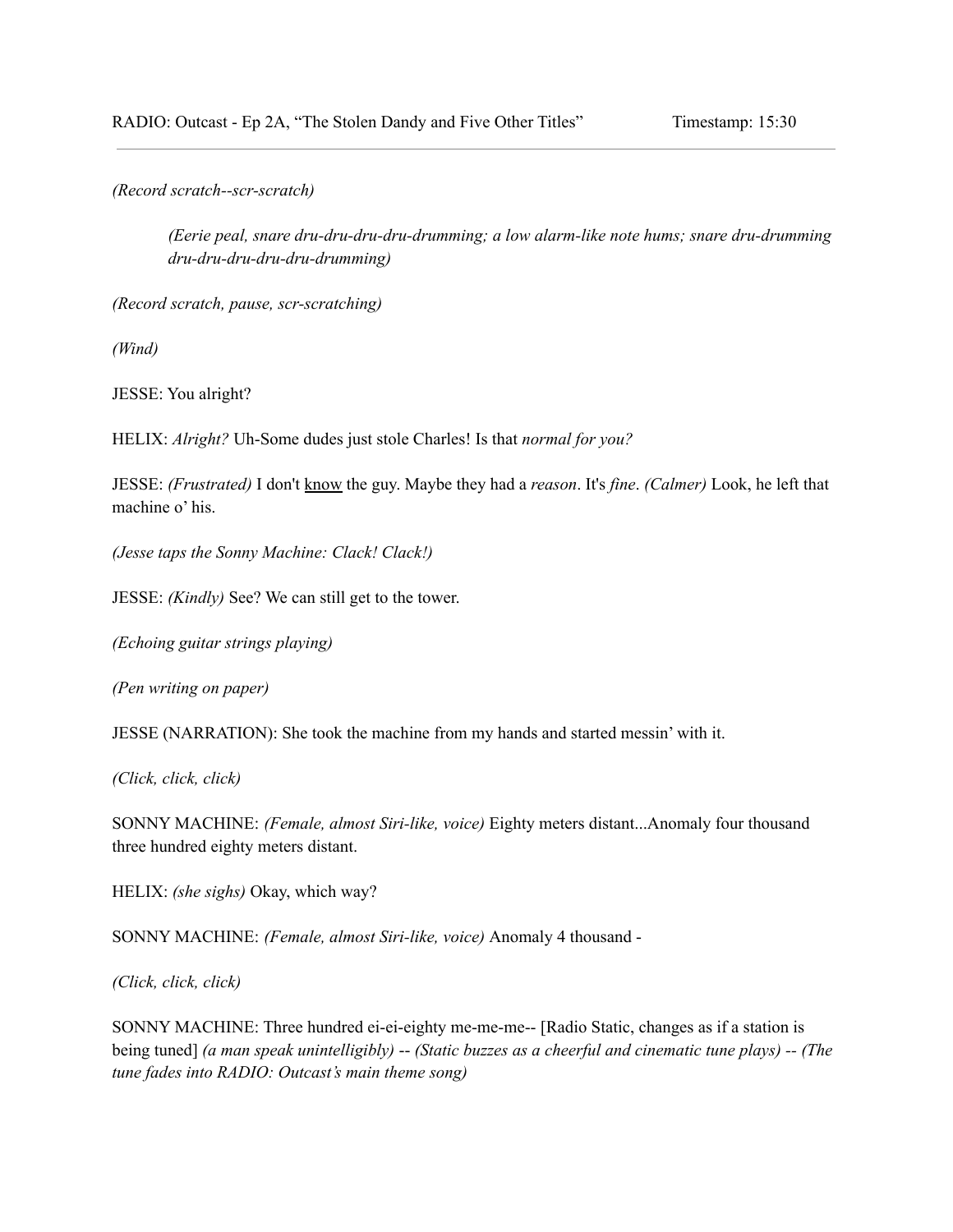*(Record scratch--scr-scratch)*

> *(Eerie peal, snare dru-dru-dru-dru-drumming; a low alarm-like note hums; snare dru-drumming dru-dru-dru-dru-dru-drumming)*

*(Record scratch, pause, scr-scratching)*

*(Wind)*

JESSE: You alright?

HELIX: *Alright?* Uh-Some dudes just stole Charles! Is that *normal for you?*

JESSE: *(Frustrated)* I don't know the guy. Maybe they had a *reason*. It's *fine*. *(Calmer)* Look, he left that machine o' his.

*(Jesse taps the Sonny Machine: Clack! Clack!)*

JESSE: *(Kindly)* See? We can still get to the tower.

*(Echoing guitar strings playing)*

*(Pen writing on paper)*

JESSE (NARRATION): She took the machine from my hands and started messin' with it.

*(Click, click, click)*

SONNY MACHINE: *(Female, almost Siri-like, voice)* Eighty meters distant...Anomaly four thousand three hundred eighty meters distant.

HELIX: *(she sighs)* Okay, which way?

SONNY MACHINE: *(Female, almost Siri-like, voice)* Anomaly 4 thousand -

*(Click, click, click)*

SONNY MACHINE: Three hundred ei-ei-eighty me-me-me-- [Radio Static, changes as if a station is being tuned] *(a man speak unintelligibly)* -- *(Static buzzes as a cheerful and cinematic tune plays)* -- *(The tune fades into RADIO: Outcast's main theme song)*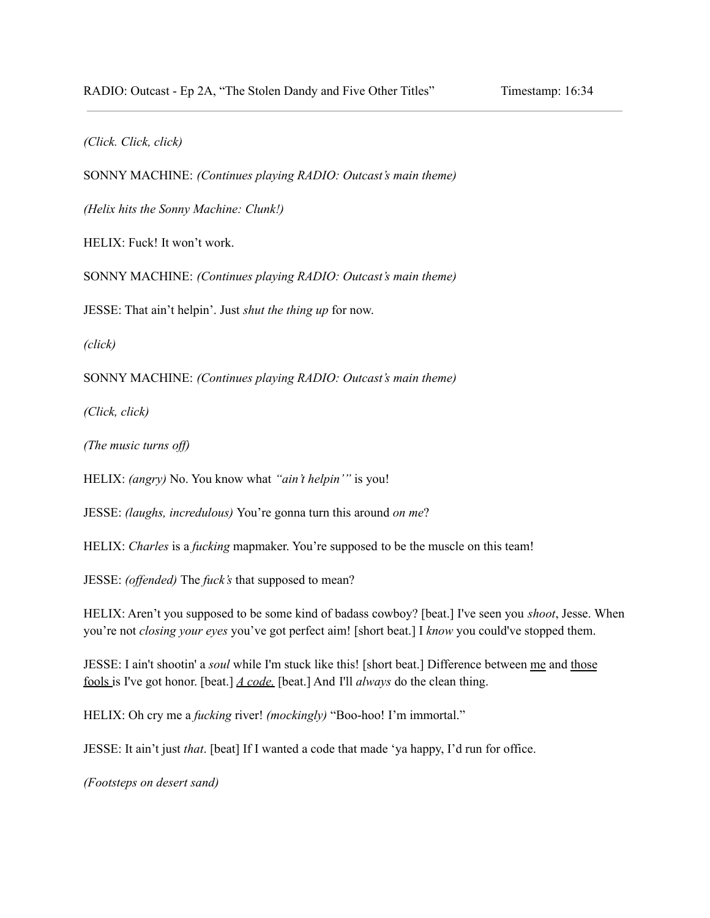*(Click. Click, click)*

SONNY MACHINE: *(Continues playing RADIO: Outcast's main theme)*

*(Helix hits the Sonny Machine: Clunk!)*

HELIX: Fuck! It won't work.

SONNY MACHINE: *(Continues playing RADIO: Outcast's main theme)*

JESSE: That ain't helpin'. Just *shut the thing up* for now.

*(click)*

SONNY MACHINE: *(Continues playing RADIO: Outcast's main theme)*

*(Click, click)*

*(The music turns off)*

HELIX: *(angry)* No. You know what *"ain't helpin'"* is you!

JESSE: *(laughs, incredulous)* You're gonna turn this around *on me*?

HELIX: *Charles* is a *fucking* mapmaker. You're supposed to be the muscle on this team!

JESSE: *(offended)* The *fuck's* that supposed to mean?

HELIX: Aren't you supposed to be some kind of badass cowboy? [beat.] I've seen you *shoot*, Jesse. When you're not *closing your eyes* you've got perfect aim! [short beat.] I *know* you could've stopped them.

JESSE: I ain't shootin' a *soul* while I'm stuck like this! [short beat.] Difference between me and those fools is I've got honor. [beat.] *A code.* [beat.] And I'll *always* do the clean thing.

HELIX: Oh cry me a *fucking* river! *(mockingly)* "Boo-hoo! I'm immortal."

JESSE: It ain't just *that*. [beat] If I wanted a code that made 'ya happy, I'd run for office.

*(Footsteps on desert sand)*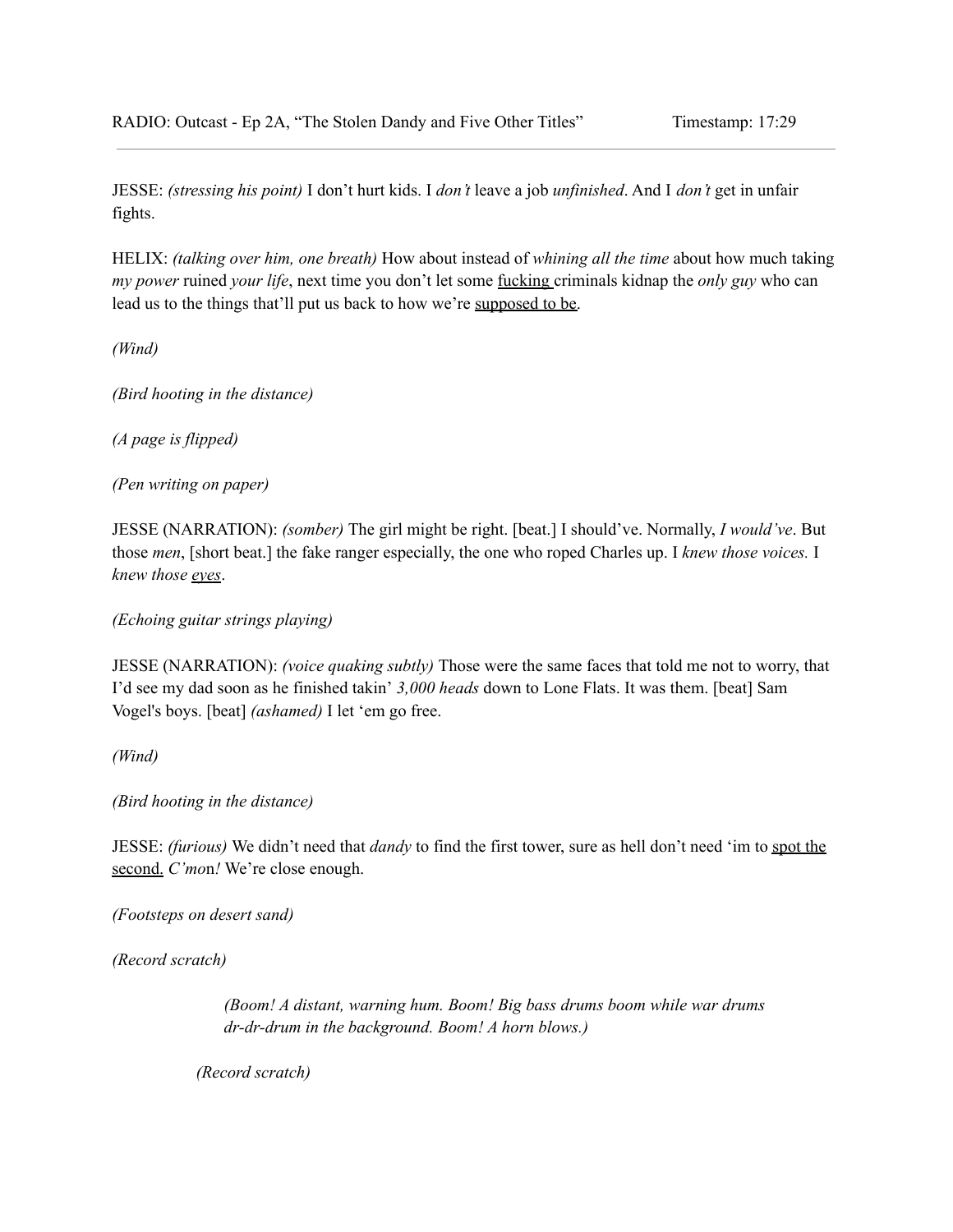JESSE: *(stressing his point)* I don't hurt kids. I *don't* leave a job *unfinished*. And I *don't* get in unfair fights.

HELIX: *(talking over him, one breath)* How about instead of *whining all the time* about how much taking *my power* ruined *your life*, next time you don't let some <u>fucking</u> criminals kidnap the *only guy* who can lead us to the things that'll put us back to how we're <u>supposed to be</u>.

*(Wind)*

*(Bird hooting in the distance)*

*(A page is flipped)*

*(Pen writing on paper)*

JESSE (NARRATION): *(somber)* The girl might be right. [beat.] I should've. Normally, *I would've*. But those *men*, [short beat.] the fake ranger especially, the one who roped Charles up. I *knew those voices.* I *knew those <u>eyes</u>*.

*(Echoing guitar strings playing)*

JESSE (NARRATION): *(voice quaking subtly)* Those were the same faces that told me not to worry, that I'd see my dad soon as he finished takin' *3,000 heads* down to Lone Flats. It was them. [beat] Sam Vogel's boys. [beat] *(ashamed)* I let 'em go free.

*(Wind)*

*(Bird hooting in the distance)*

JESSE: *(furious)* We didn't need that *dandy* to find the first tower, sure as hell don't need 'im to <u>spot the second.</u> *C'mon!* We're close enough.

*(Footsteps on desert sand)*

*(Record scratch)*

> *(Boom! A distant, warning hum. Boom! Big bass drums boom while war drums dr-dr-drum in the background. Boom! A horn blows.)*

*(Record scratch)*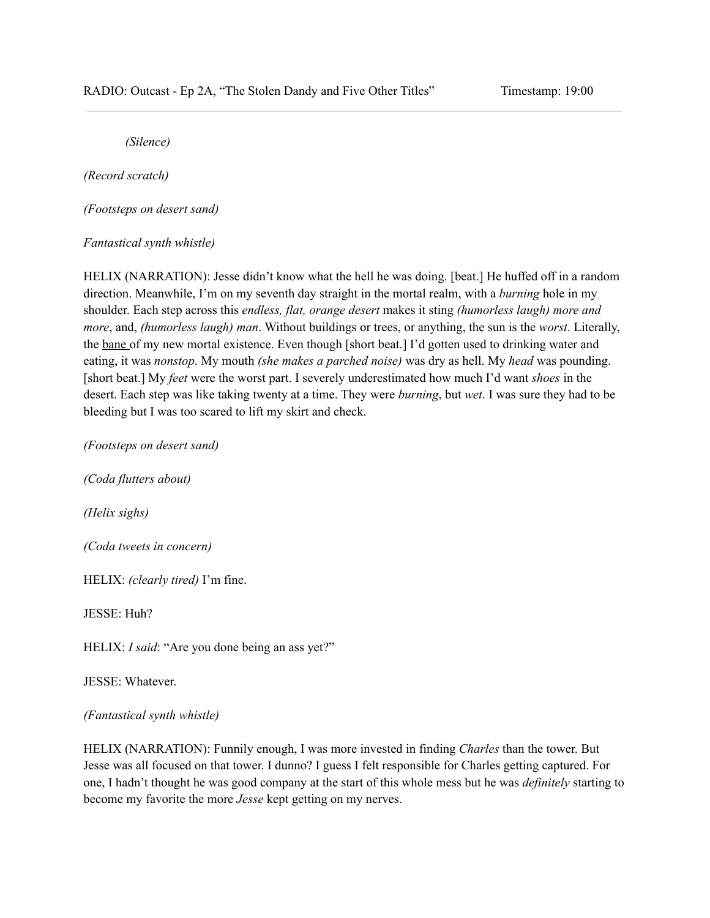*(Silence)*

*(Record scratch)*

*(Footsteps on desert sand)*

*Fantastical synth whistle)*

HELIX (NARRATION): Jesse didn't know what the hell he was doing. [beat.] He huffed off in a random direction. Meanwhile, I'm on my seventh day straight in the mortal realm, with a *burning* hole in my shoulder. Each step across this *endless, flat, orange desert* makes it sting *(humorless laugh) more and more*, and, *(humorless laugh) man*. Without buildings or trees, or anything, the sun is the *worst*. Literally, the bane of my new mortal existence. Even though [short beat.] I'd gotten used to drinking water and eating, it was *nonstop*. My mouth *(she makes a parched noise)* was dry as hell. My *head* was pounding. [short beat.] My *feet* were the worst part. I severely underestimated how much I'd want *shoes* in the desert. Each step was like taking twenty at a time. They were *burning*, but *wet*. I was sure they had to be bleeding but I was too scared to lift my skirt and check.

*(Footsteps on desert sand)*

*(Coda flutters about)*

*(Helix sighs)*

*(Coda tweets in concern)*

HELIX: *(clearly tired)* I'm fine.

JESSE: Huh?

HELIX: *I said*: "Are you done being an ass yet?"

JESSE: Whatever.

*(Fantastical synth whistle)*

HELIX (NARRATION): Funnily enough, I was more invested in finding *Charles* than the tower. But Jesse was all focused on that tower. I dunno? I guess I felt responsible for Charles getting captured. For one, I hadn't thought he was good company at the start of this whole mess but he was *definitely* starting to become my favorite the more *Jesse* kept getting on my nerves.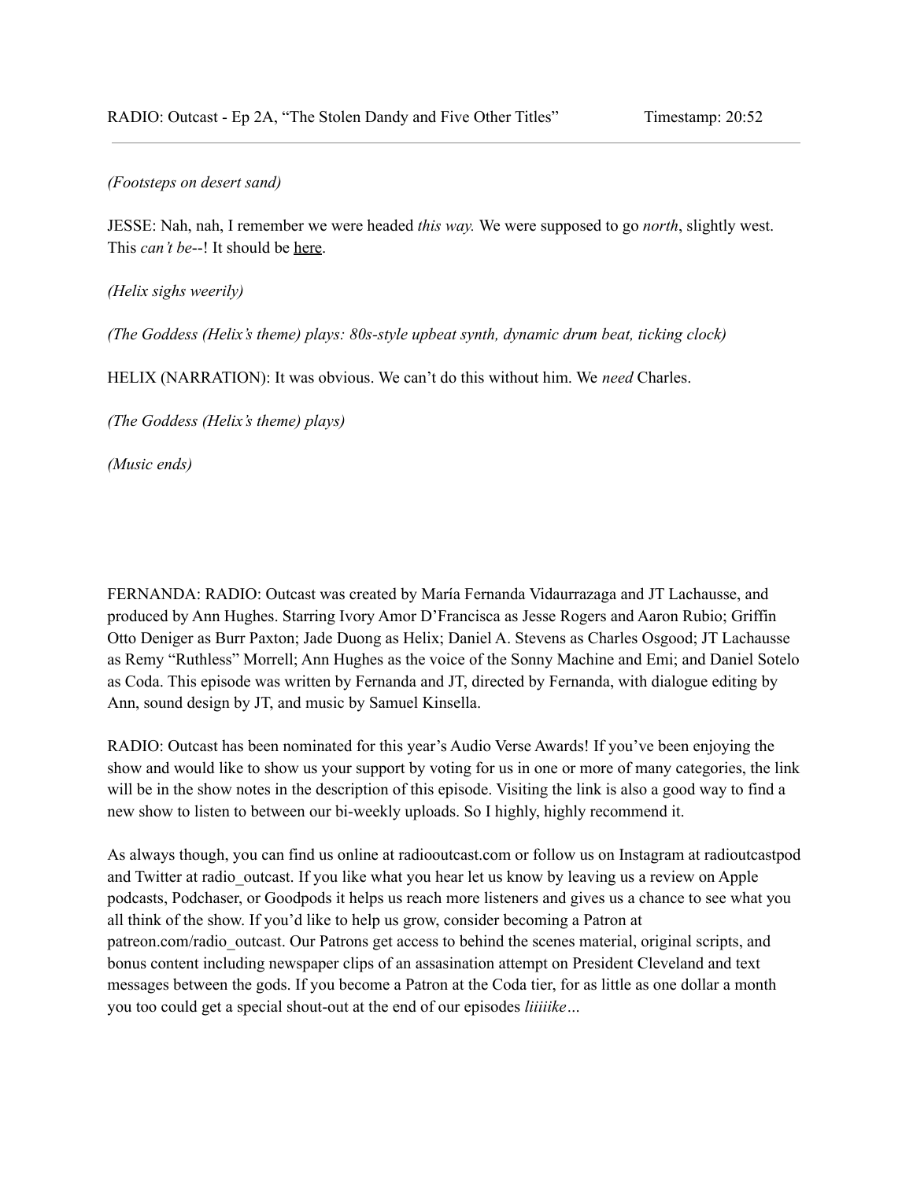*(Footsteps on desert sand)*

JESSE: Nah, nah, I remember we were headed *this way.* We were supposed to go *north*, slightly west. This *can't be*--! It should be <u>here</u>.

*(Helix sighs weerily)*

*(The Goddess (Helix's theme) plays: 80s-style upbeat synth, dynamic drum beat, ticking clock)*

HELIX (NARRATION): It was obvious. We can't do this without him. We *need* Charles.

*(The Goddess (Helix's theme) plays)*

*(Music ends)*

FERNANDA: RADIO: Outcast was created by María Fernanda Vidaurrazaga and JT Lachausse, and produced by Ann Hughes. Starring Ivory Amor D'Francisca as Jesse Rogers and Aaron Rubio; Griffin Otto Deniger as Burr Paxton; Jade Duong as Helix; Daniel A. Stevens as Charles Osgood; JT Lachausse as Remy "Ruthless" Morrell; Ann Hughes as the voice of the Sonny Machine and Emi; and Daniel Sotelo as Coda. This episode was written by Fernanda and JT, directed by Fernanda, with dialogue editing by Ann, sound design by JT, and music by Samuel Kinsella.

RADIO: Outcast has been nominated for this year's Audio Verse Awards! If you've been enjoying the show and would like to show us your support by voting for us in one or more of many categories, the link will be in the show notes in the description of this episode. Visiting the link is also a good way to find a new show to listen to between our bi-weekly uploads. So I highly, highly recommend it.

As always though, you can find us online at radiooutcast.com or follow us on Instagram at radioutcastpod and Twitter at radio_outcast. If you like what you hear let us know by leaving us a review on Apple podcasts, Podchaser, or Goodpods it helps us reach more listeners and gives us a chance to see what you all think of the show. If you'd like to help us grow, consider becoming a Patron at patreon.com/radio_outcast. Our Patrons get access to behind the scenes material, original scripts, and bonus content including newspaper clips of an assasination attempt on President Cleveland and text messages between the gods. If you become a Patron at the Coda tier, for as little as one dollar a month you too could get a special shout-out at the end of our episodes *liiiiike…*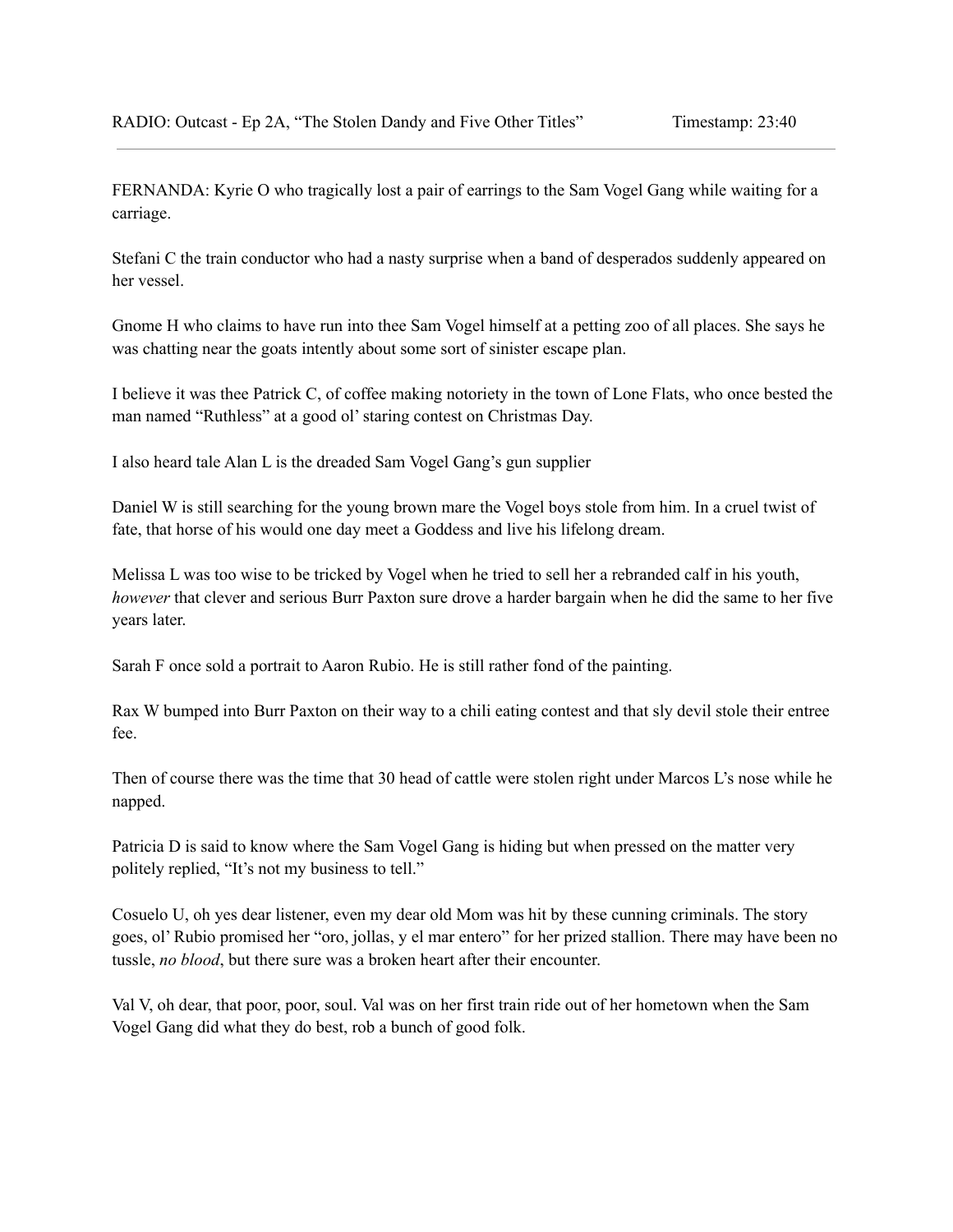RADIO: Outcast - Ep 2A, "The Stolen Dandy and Five Other Titles" Timestamp: 23:40

---

FERNANDA: Kyrie O who tragically lost a pair of earrings to the Sam Vogel Gang while waiting for a carriage.

Stefani C the train conductor who had a nasty surprise when a band of desperados suddenly appeared on her vessel.

Gnome H who claims to have run into thee Sam Vogel himself at a petting zoo of all places. She says he was chatting near the goats intently about some sort of sinister escape plan.

I believe it was thee Patrick C, of coffee making notoriety in the town of Lone Flats, who once bested the man named "Ruthless" at a good ol' staring contest on Christmas Day.

I also heard tale Alan L is the dreaded Sam Vogel Gang's gun supplier

Daniel W is still searching for the young brown mare the Vogel boys stole from him. In a cruel twist of fate, that horse of his would one day meet a Goddess and live his lifelong dream.

Melissa L was too wise to be tricked by Vogel when he tried to sell her a rebranded calf in his youth, *however* that clever and serious Burr Paxton sure drove a harder bargain when he did the same to her five years later.

Sarah F once sold a portrait to Aaron Rubio. He is still rather fond of the painting.

Rax W bumped into Burr Paxton on their way to a chili eating contest and that sly devil stole their entree fee.

Then of course there was the time that 30 head of cattle were stolen right under Marcos L's nose while he napped.

Patricia D is said to know where the Sam Vogel Gang is hiding but when pressed on the matter very politely replied, "It's not my business to tell."

Cosuelo U, oh yes dear listener, even my dear old Mom was hit by these cunning criminals. The story goes, ol' Rubio promised her "oro, jollas, y el mar entero" for her prized stallion. There may have been no tussle, *no blood*, but there sure was a broken heart after their encounter.

Val V, oh dear, that poor, poor, soul. Val was on her first train ride out of her hometown when the Sam Vogel Gang did what they do best, rob a bunch of good folk.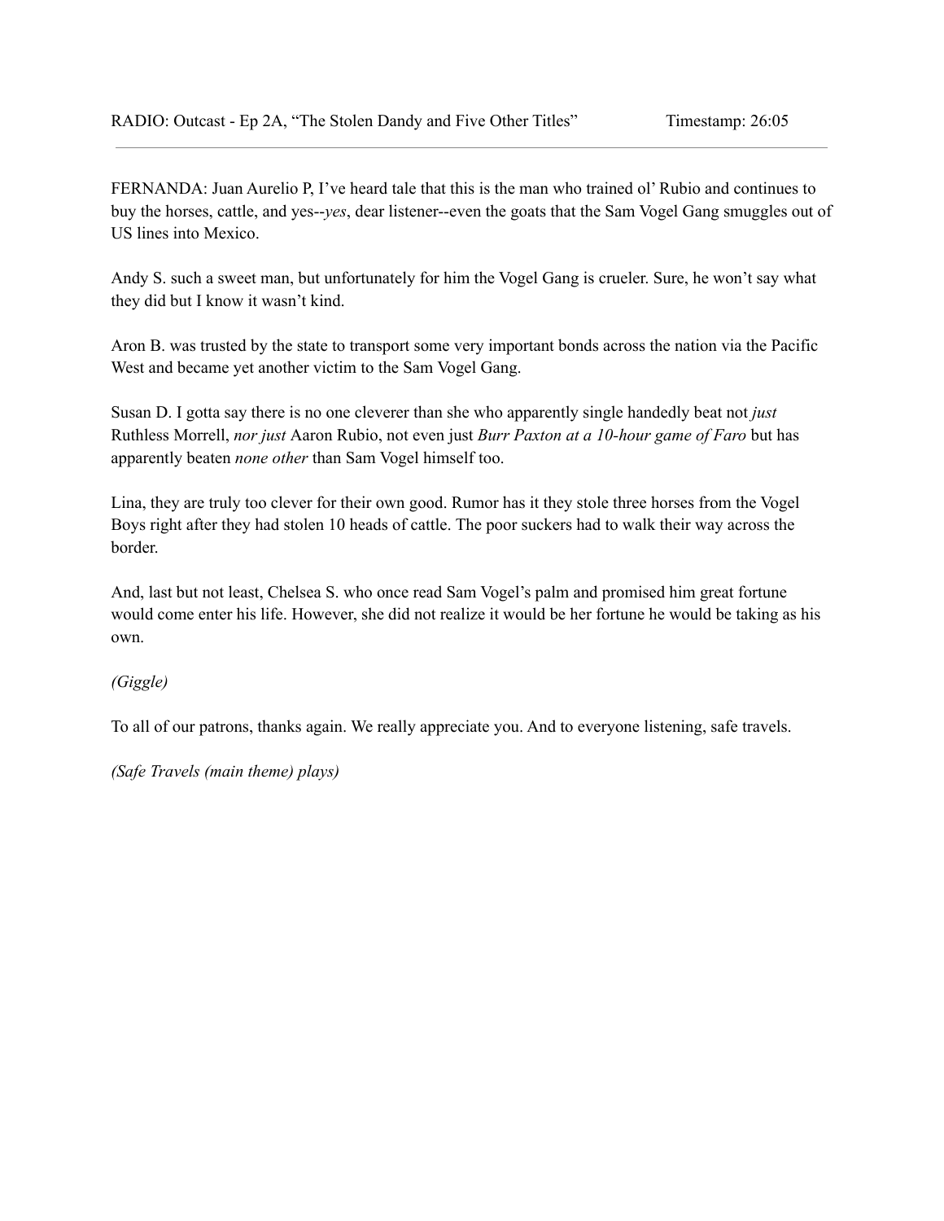FERNANDA: Juan Aurelio P, I've heard tale that this is the man who trained ol' Rubio and continues to buy the horses, cattle, and yes--*yes*, dear listener--even the goats that the Sam Vogel Gang smuggles out of US lines into Mexico.

Andy S. such a sweet man, but unfortunately for him the Vogel Gang is crueler. Sure, he won't say what they did but I know it wasn't kind.

Aron B. was trusted by the state to transport some very important bonds across the nation via the Pacific West and became yet another victim to the Sam Vogel Gang.

Susan D. I gotta say there is no one cleverer than she who apparently single handedly beat not *just* Ruthless Morrell, *nor just* Aaron Rubio, not even just *Burr Paxton at a 10-hour game of Faro* but has apparently beaten *none other* than Sam Vogel himself too.

Lina, they are truly too clever for their own good. Rumor has it they stole three horses from the Vogel Boys right after they had stolen 10 heads of cattle. The poor suckers had to walk their way across the border.

And, last but not least, Chelsea S. who once read Sam Vogel's palm and promised him great fortune would come enter his life. However, she did not realize it would be her fortune he would be taking as his own.

*(Giggle)*

To all of our patrons, thanks again. We really appreciate you. And to everyone listening, safe travels.

*(Safe Travels (main theme) plays)*